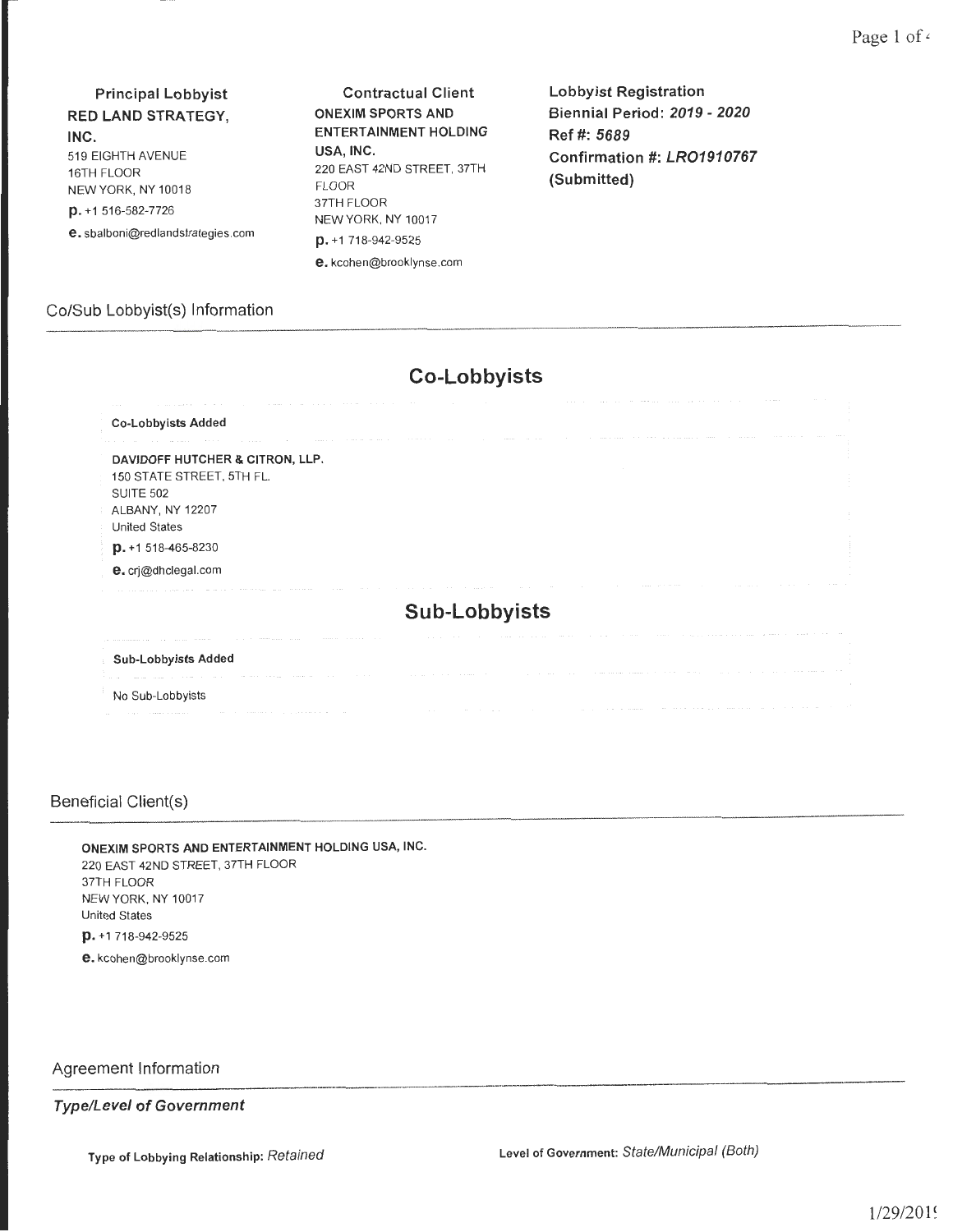**Principal Lobbyist**
**RED LAND STRATEGY, INC.**
519 EIGHTH AVENUE
16TH FLOOR
NEW YORK, NY 10018
**p.** +1 516-582-7726
**e.** sbalboni@redlandstrategies.com

**Contractual Client**
**ONEXIM SPORTS AND ENTERTAINMENT HOLDING USA, INC.**
220 EAST 42ND STREET, 37TH FLOOR
37TH FLOOR
NEW YORK, NY 10017
**p.** +1 718-942-9525
**e.** kcohen@brooklynse.com

**Lobbyist Registration**
**Biennial Period:** ***2019 - 2020***
**Ref #:** ***5689***
**Confirmation #:** ***LRO1910767***
**(Submitted)**

## Co/Sub Lobbyist(s) Information

### Co-Lobbyists

**Co-Lobbyists Added**

**DAVIDOFF HUTCHER & CITRON, LLP.**
150 STATE STREET, 5TH FL.
SUITE 502
ALBANY, NY 12207
United States
**p.** +1 518-465-8230
**e.** crj@dhclegal.com

### Sub-Lobbyists

**Sub-Lobbyists Added**

No Sub-Lobbyists

## Beneficial Client(s)

**ONEXIM SPORTS AND ENTERTAINMENT HOLDING USA, INC.**
220 EAST 42ND STREET, 37TH FLOOR
37TH FLOOR
NEW YORK, NY 10017
United States
**p.** +1 718-942-9525
**e.** kcohen@brooklynse.com

## Agreement Information

***Type/Level of Government***

**Type of Lobbying Relationship:** *Retained*

**Level of Government:** *State/Municipal (Both)*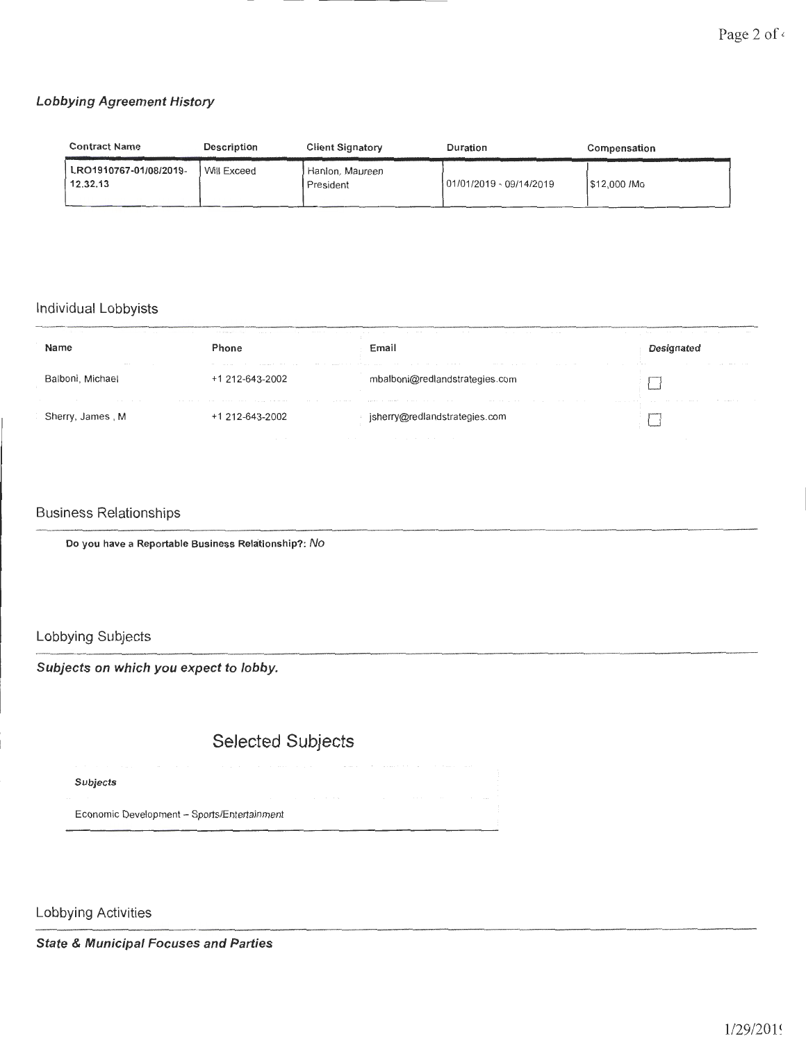### *Lobbying Agreement History*

| Contract Name | Description | Client Signatory | Duration | Compensation |
| --- | --- | --- | --- | --- |
| LRO1910767-01/08/2019-12.32.13 | Will Exceed | Hanlon, Maureen President | 01/01/2019 - 09/14/2019 | $12,000 /Mo |

## Individual Lobbyists

| Name | Phone | Email | *Designated* |
| --- | --- | --- | --- |
| Balboni, Michael | +1 212-643-2002 | mbalboni@redlandstrategies.com | ☐ |
| Sherry, James , M | +1 212-643-2002 | jsherry@redlandstrategies.com | ☐ |

## Business Relationships

**Do you have a Reportable Business Relationship?:** *No*

## Lobbying Subjects

***Subjects on which you expect to lobby.***

### Selected Subjects

| ***Subjects*** |
| --- |
| Economic Development – Sports/Entertainment |

## Lobbying Activities

***State & Municipal Focuses and Parties***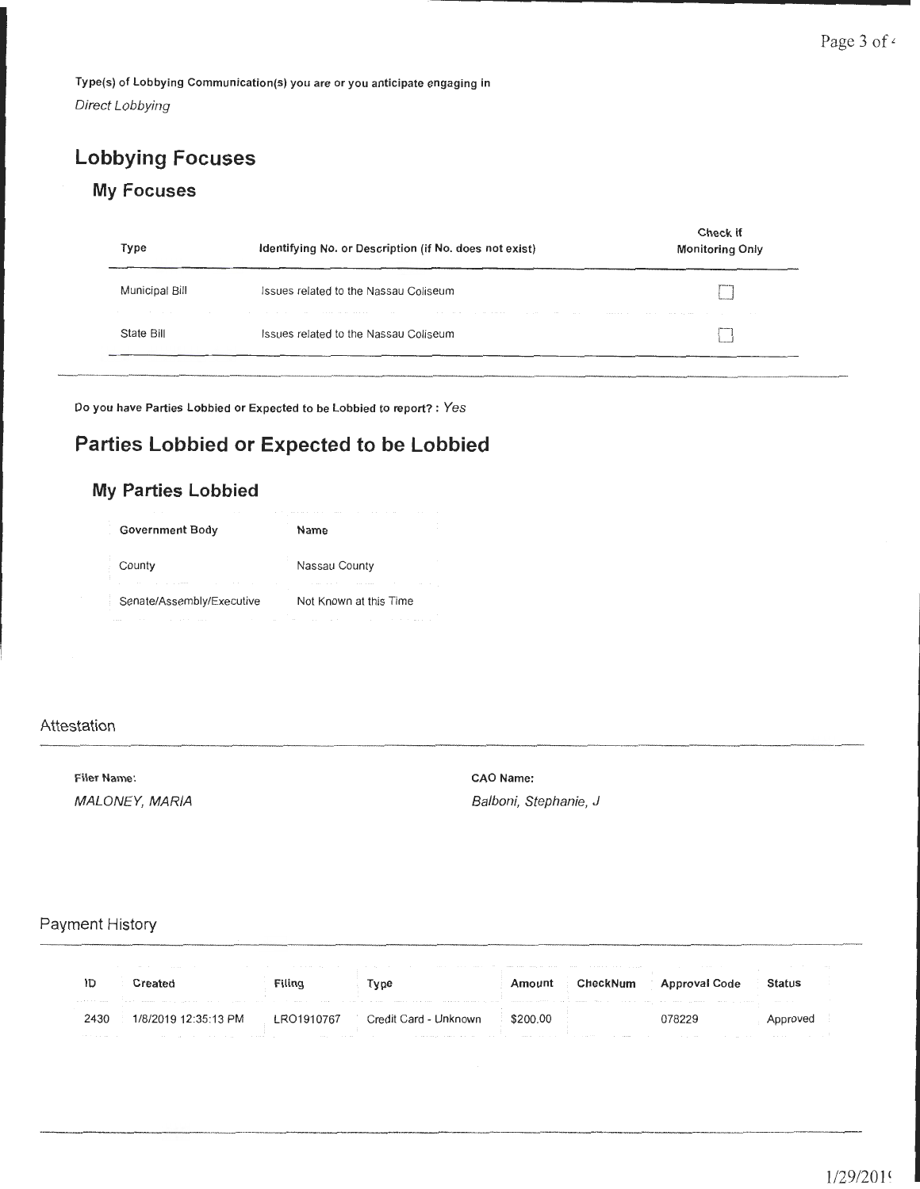**Type(s) of Lobbying Communication(s) you are or you anticipate engaging in**

*Direct Lobbying*

# Lobbying Focuses

## My Focuses

| Type | Identifying No. or Description (if No. does not exist) | Check if Monitoring Only |
|---|---|---|
| Municipal Bill | Issues related to the Nassau Coliseum | ☐ |
| State Bill | Issues related to the Nassau Coliseum | ☐ |

**Do you have Parties Lobbied or Expected to be Lobbied to report? :** *Yes*

# Parties Lobbied or Expected to be Lobbied

## My Parties Lobbied

| Government Body | Name |
|---|---|
| County | Nassau County |
| Senate/Assembly/Executive | Not Known at this Time |

### Attestation

**Filer Name:**
*MALONEY, MARIA*

**CAO Name:**
*Balboni, Stephanie, J*

### Payment History

| ID | Created | Filing | Type | Amount | CheckNum | Approval Code | Status |
|---|---|---|---|---|---|---|---|
| 2430 | 1/8/2019 12:35:13 PM | LRO1910767 | Credit Card - Unknown | $200.00 | | 078229 | Approved |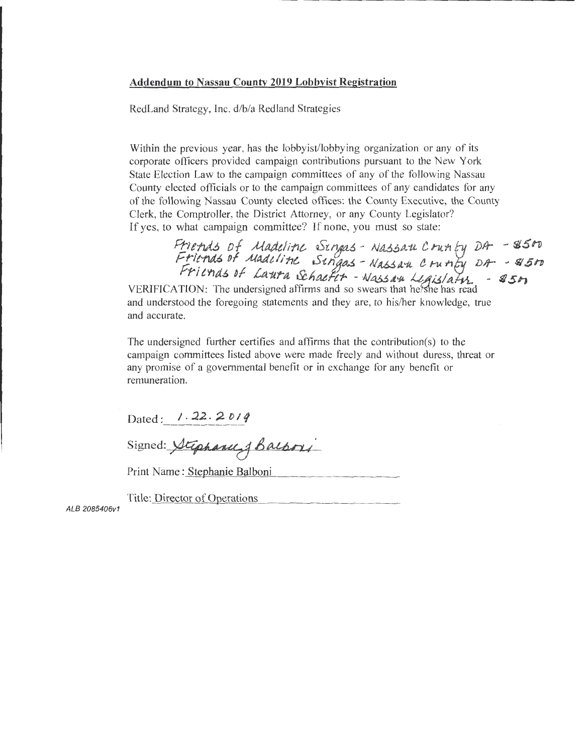**Addendum to Nassau County 2019 Lobbyist Registration**

RedLand Strategy, Inc. d/b/a Redland Strategies

Within the previous year, has the lobbyist/lobbying organization or any of its corporate officers provided campaign contributions pursuant to the New York State Election Law to the campaign committees of any of the following Nassau County elected officials or to the campaign committees of any candidates for any of the following Nassau County elected offices: the County Executive, the County Clerk, the Comptroller, the District Attorney, or any County Legislator?
If yes, to what campaign committee? If none, you must so state:

Friends of Madeline Singas - Nassau County DA - $500
Friends of Madeline Singas - Nassau County DA - $500
Friends of Laura Schaefer - Nassau Legislator - $250

VERIFICATION: The undersigned affirms and so swears that he/she has read and understood the foregoing statements and they are, to his/her knowledge, true and accurate.

The undersigned further certifies and affirms that the contribution(s) to the campaign committees listed above were made freely and without duress, threat or any promise of a governmental benefit or in exchange for any benefit or remuneration.

Dated: 1.22.2019

Signed: Stephanie J Balboni

Print Name: Stephanie Balboni

Title: Director of Operations

ALB 2085406v1